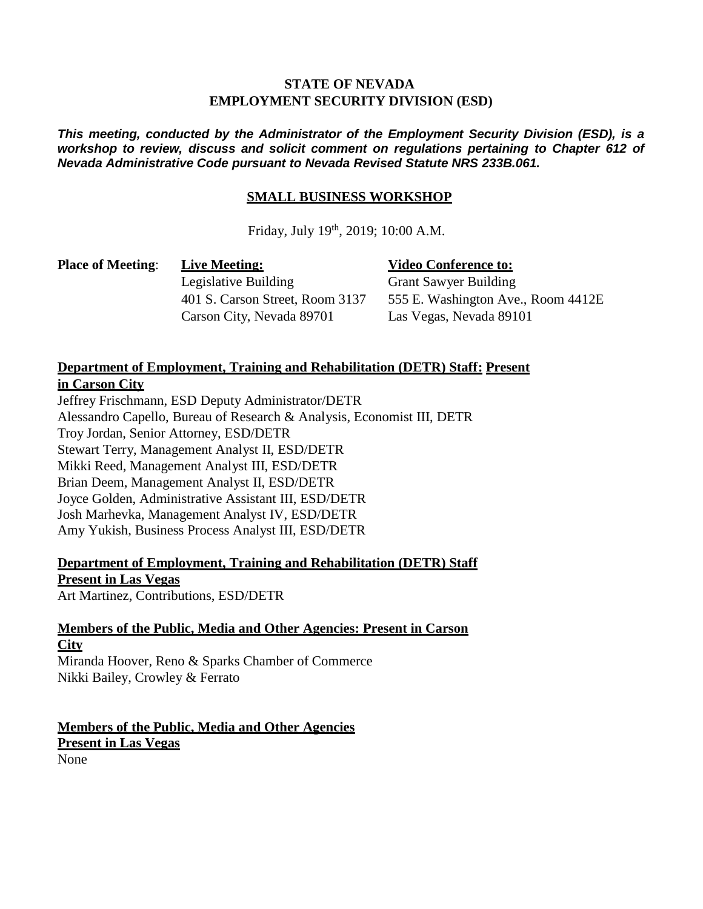**STATE OF NEVADA**
**EMPLOYMENT SECURITY DIVISION (ESD)**

***This meeting, conducted by the Administrator of the Employment Security Division (ESD), is a workshop to review, discuss and solicit comment on regulations pertaining to Chapter 612 of Nevada Administrative Code pursuant to Nevada Revised Statute NRS 233B.061.***

## SMALL BUSINESS WORKSHOP

Friday, July 19th, 2019; 10:00 A.M.

**Place of Meeting**:

**Live Meeting:**
Legislative Building
401 S. Carson Street, Room 3137
Carson City, Nevada 89701

**Video Conference to:**
Grant Sawyer Building
555 E. Washington Ave., Room 4412E
Las Vegas, Nevada 89101

**Department of Employment, Training and Rehabilitation (DETR) Staff: Present in Carson City**

Jeffrey Frischmann, ESD Deputy Administrator/DETR
Alessandro Capello, Bureau of Research & Analysis, Economist III, DETR
Troy Jordan, Senior Attorney, ESD/DETR
Stewart Terry, Management Analyst II, ESD/DETR
Mikki Reed, Management Analyst III, ESD/DETR
Brian Deem, Management Analyst II, ESD/DETR
Joyce Golden, Administrative Assistant III, ESD/DETR
Josh Marhevka, Management Analyst IV, ESD/DETR
Amy Yukish, Business Process Analyst III, ESD/DETR

**Department of Employment, Training and Rehabilitation (DETR) Staff Present in Las Vegas**

Art Martinez, Contributions, ESD/DETR

**Members of the Public, Media and Other Agencies: Present in Carson City**

Miranda Hoover, Reno & Sparks Chamber of Commerce
Nikki Bailey, Crowley & Ferrato

**Members of the Public, Media and Other Agencies Present in Las Vegas**

None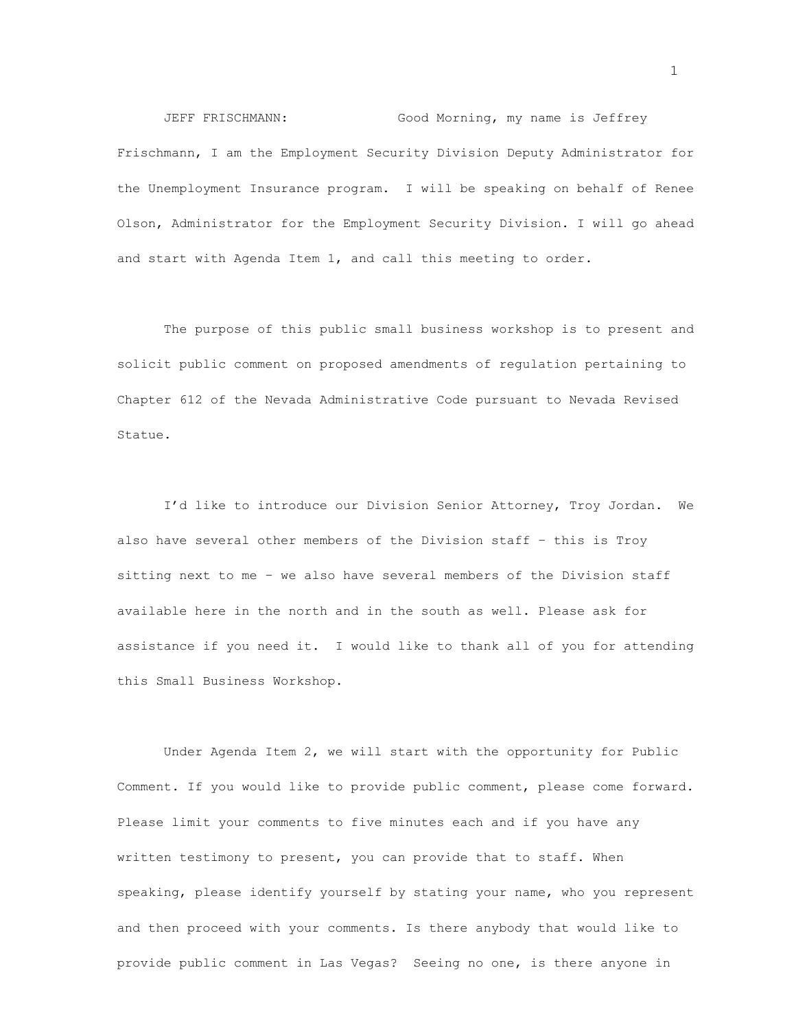JEFF FRISCHMANN: Good Morning, my name is Jeffrey Frischmann, I am the Employment Security Division Deputy Administrator for the Unemployment Insurance program. I will be speaking on behalf of Renee Olson, Administrator for the Employment Security Division. I will go ahead and start with Agenda Item 1, and call this meeting to order.

The purpose of this public small business workshop is to present and solicit public comment on proposed amendments of regulation pertaining to Chapter 612 of the Nevada Administrative Code pursuant to Nevada Revised Statue.

I'd like to introduce our Division Senior Attorney, Troy Jordan. We also have several other members of the Division staff – this is Troy sitting next to me – we also have several members of the Division staff available here in the north and in the south as well. Please ask for assistance if you need it. I would like to thank all of you for attending this Small Business Workshop.

Under Agenda Item 2, we will start with the opportunity for Public Comment. If you would like to provide public comment, please come forward. Please limit your comments to five minutes each and if you have any written testimony to present, you can provide that to staff. When speaking, please identify yourself by stating your name, who you represent and then proceed with your comments. Is there anybody that would like to provide public comment in Las Vegas? Seeing no one, is there anyone in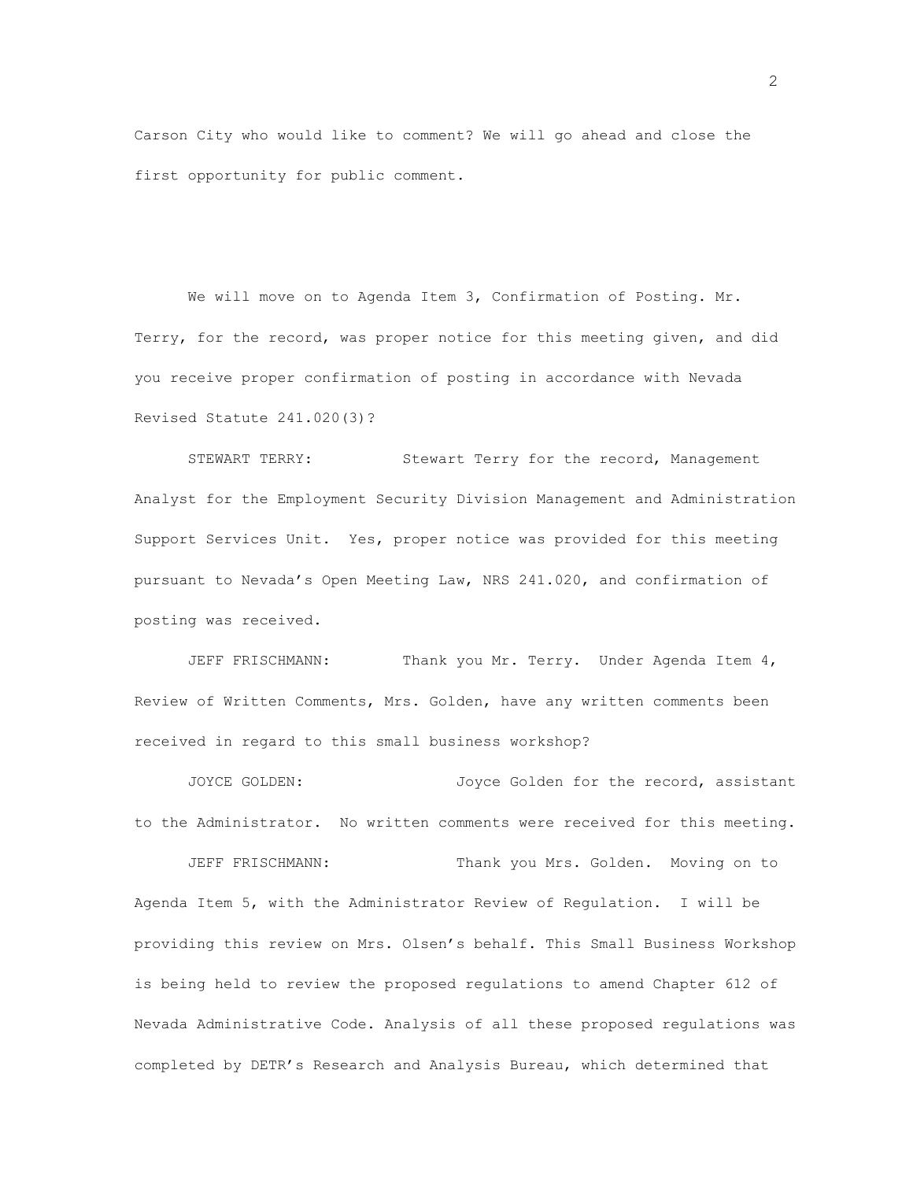Carson City who would like to comment? We will go ahead and close the first opportunity for public comment.

We will move on to Agenda Item 3, Confirmation of Posting. Mr. Terry, for the record, was proper notice for this meeting given, and did you receive proper confirmation of posting in accordance with Nevada Revised Statute 241.020(3)?

STEWART TERRY: Stewart Terry for the record, Management Analyst for the Employment Security Division Management and Administration Support Services Unit. Yes, proper notice was provided for this meeting pursuant to Nevada's Open Meeting Law, NRS 241.020, and confirmation of posting was received.

JEFF FRISCHMANN: Thank you Mr. Terry. Under Agenda Item 4, Review of Written Comments, Mrs. Golden, have any written comments been received in regard to this small business workshop?

JOYCE GOLDEN: Joyce Golden for the record, assistant to the Administrator. No written comments were received for this meeting.

JEFF FRISCHMANN: Thank you Mrs. Golden. Moving on to Agenda Item 5, with the Administrator Review of Regulation. I will be providing this review on Mrs. Olsen's behalf. This Small Business Workshop is being held to review the proposed regulations to amend Chapter 612 of Nevada Administrative Code. Analysis of all these proposed regulations was completed by DETR's Research and Analysis Bureau, which determined that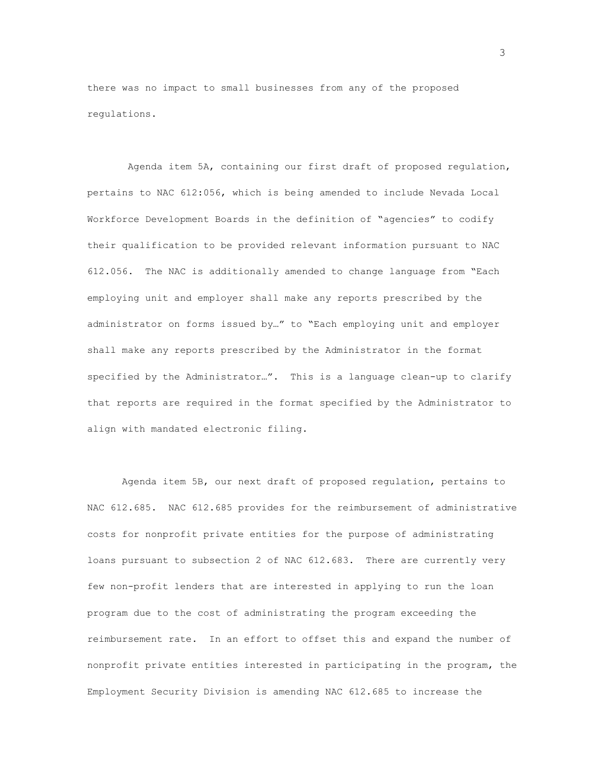there was no impact to small businesses from any of the proposed regulations.

Agenda item 5A, containing our first draft of proposed regulation, pertains to NAC 612:056, which is being amended to include Nevada Local Workforce Development Boards in the definition of "agencies" to codify their qualification to be provided relevant information pursuant to NAC 612.056. The NAC is additionally amended to change language from "Each employing unit and employer shall make any reports prescribed by the administrator on forms issued by…" to "Each employing unit and employer shall make any reports prescribed by the Administrator in the format specified by the Administrator…". This is a language clean-up to clarify that reports are required in the format specified by the Administrator to align with mandated electronic filing.

Agenda item 5B, our next draft of proposed regulation, pertains to NAC 612.685. NAC 612.685 provides for the reimbursement of administrative costs for nonprofit private entities for the purpose of administrating loans pursuant to subsection 2 of NAC 612.683. There are currently very few non-profit lenders that are interested in applying to run the loan program due to the cost of administrating the program exceeding the reimbursement rate. In an effort to offset this and expand the number of nonprofit private entities interested in participating in the program, the Employment Security Division is amending NAC 612.685 to increase the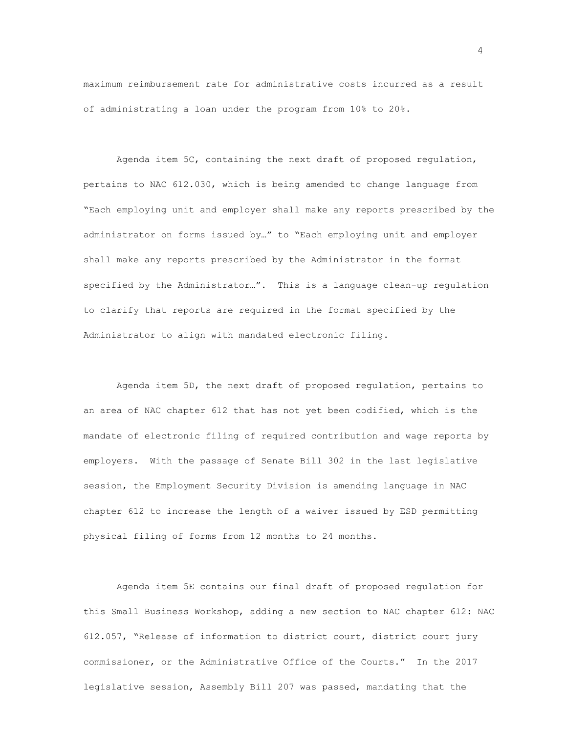maximum reimbursement rate for administrative costs incurred as a result of administrating a loan under the program from 10% to 20%.

Agenda item 5C, containing the next draft of proposed regulation, pertains to NAC 612.030, which is being amended to change language from "Each employing unit and employer shall make any reports prescribed by the administrator on forms issued by…" to "Each employing unit and employer shall make any reports prescribed by the Administrator in the format specified by the Administrator…". This is a language clean-up regulation to clarify that reports are required in the format specified by the Administrator to align with mandated electronic filing.

Agenda item 5D, the next draft of proposed regulation, pertains to an area of NAC chapter 612 that has not yet been codified, which is the mandate of electronic filing of required contribution and wage reports by employers. With the passage of Senate Bill 302 in the last legislative session, the Employment Security Division is amending language in NAC chapter 612 to increase the length of a waiver issued by ESD permitting physical filing of forms from 12 months to 24 months.

Agenda item 5E contains our final draft of proposed regulation for this Small Business Workshop, adding a new section to NAC chapter 612: NAC 612.057, "Release of information to district court, district court jury commissioner, or the Administrative Office of the Courts." In the 2017 legislative session, Assembly Bill 207 was passed, mandating that the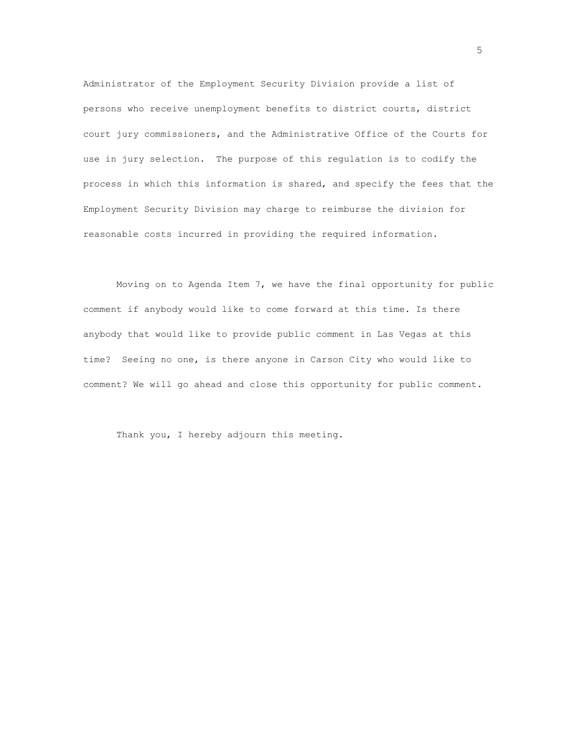Administrator of the Employment Security Division provide a list of persons who receive unemployment benefits to district courts, district court jury commissioners, and the Administrative Office of the Courts for use in jury selection. The purpose of this regulation is to codify the process in which this information is shared, and specify the fees that the Employment Security Division may charge to reimburse the division for reasonable costs incurred in providing the required information.

Moving on to Agenda Item 7, we have the final opportunity for public comment if anybody would like to come forward at this time. Is there anybody that would like to provide public comment in Las Vegas at this time? Seeing no one, is there anyone in Carson City who would like to comment? We will go ahead and close this opportunity for public comment.

Thank you, I hereby adjourn this meeting.